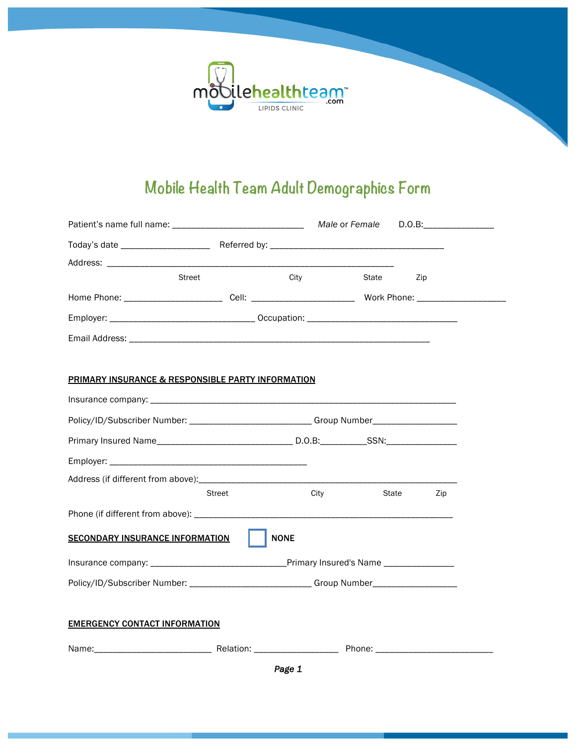mobilehealthteam.com
LIPIDS CLINIC

# Mobile Health Team Adult Demographics Form

Patient's name full name: ____________________________ *Male* or *Female* D.O.B:_______________

Today's date ___________________ Referred by: _____________________________________

Address: ______________________________________________________________
Street City State Zip

Home Phone: _____________________ Cell: ______________________ Work Phone: ___________________

Employer: _______________________________ Occupation: ________________________________

Email Address: _________________________________________________________________

**PRIMARY INSURANCE & RESPONSIBLE PARTY INFORMATION**

Insurance company: __________________________________________________________________

Policy/ID/Subscriber Number: __________________________ Group Number__________________

Primary Insured Name_____________________________ D.O.B:__________SSN:_______________

Employer: __________________________________________

Address (if different from above):_________________________________________________________
Street City State Zip

Phone (if different from above): _______________________________________________________

**SECONDARY INSURANCE INFORMATION** ☐ **NONE**

Insurance company: _____________________________Primary Insured's Name _______________

Policy/ID/Subscriber Number: __________________________ Group Number__________________

**EMERGENCY CONTACT INFORMATION**

Name:_________________________ Relation: __________________ Phone: _________________________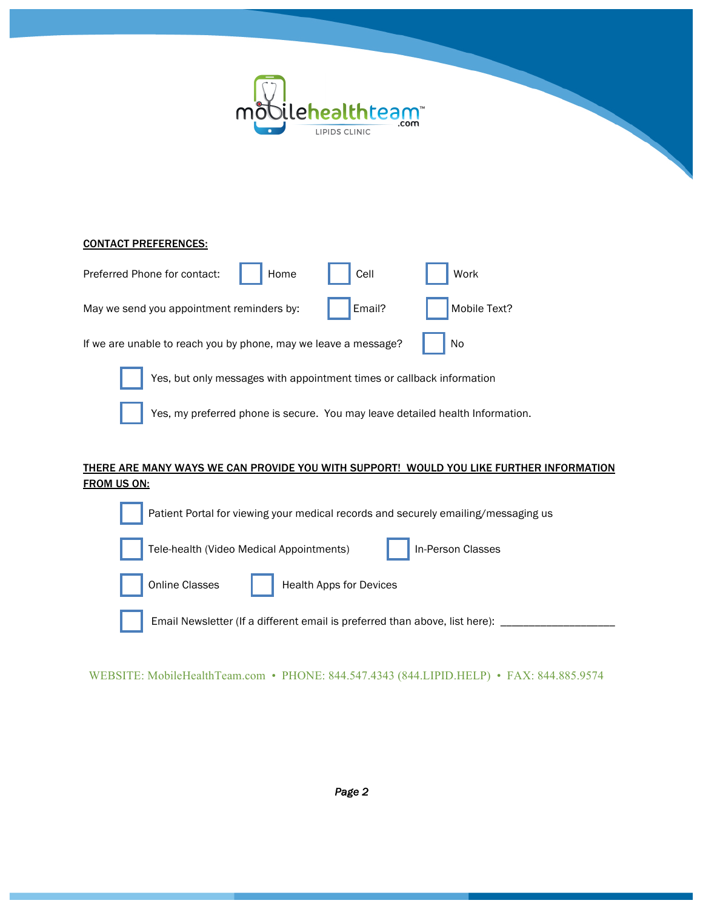**CONTACT PREFERENCES:**

Preferred Phone for contact: ☐ Home ☐ Cell ☐ Work

May we send you appointment reminders by: ☐ Email? ☐ Mobile Text?

If we are unable to reach you by phone, may we leave a message? ☐ No

☐ Yes, but only messages with appointment times or callback information

☐ Yes, my preferred phone is secure. You may leave detailed health Information.

**THERE ARE MANY WAYS WE CAN PROVIDE YOU WITH SUPPORT! WOULD YOU LIKE FURTHER INFORMATION FROM US ON:**

☐ Patient Portal for viewing your medical records and securely emailing/messaging us

☐ Tele-health (Video Medical Appointments) ☐ In-Person Classes

☐ Online Classes ☐ Health Apps for Devices

☐ Email Newsletter (If a different email is preferred than above, list here): ___________________

WEBSITE: MobileHealthTeam.com • PHONE: 844.547.4343 (844.LIPID.HELP) • FAX: 844.885.9574